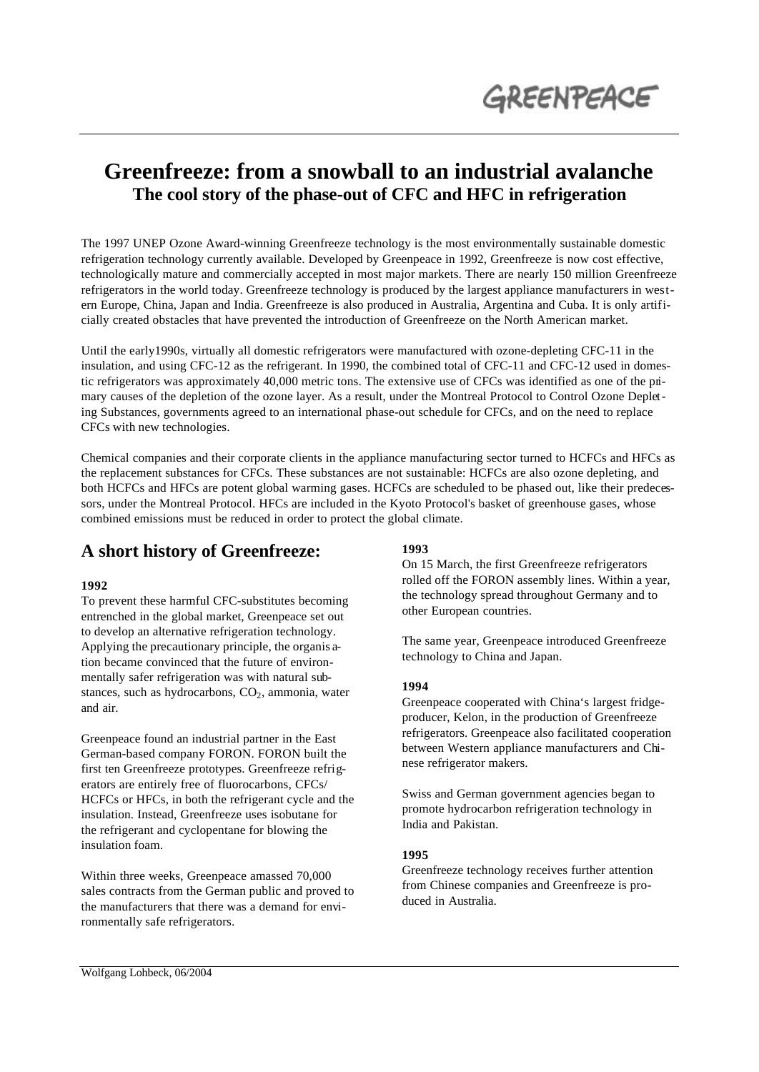GREENPEACE

# Greenfreeze: from a snowball to an industrial avalanche

**The cool story of the phase-out of CFC and HFC in refrigeration**

The 1997 UNEP Ozone Award-winning Greenfreeze technology is the most environmentally sustainable domestic refrigeration technology currently available. Developed by Greenpeace in 1992, Greenfreeze is now cost effective, technologically mature and commercially accepted in most major markets. There are nearly 150 million Greenfreeze refrigerators in the world today. Greenfreeze technology is produced by the largest appliance manufacturers in western Europe, China, Japan and India. Greenfreeze is also produced in Australia, Argentina and Cuba. It is only artificially created obstacles that have prevented the introduction of Greenfreeze on the North American market.

Until the early1990s, virtually all domestic refrigerators were manufactured with ozone-depleting CFC-11 in the insulation, and using CFC-12 as the refrigerant. In 1990, the combined total of CFC-11 and CFC-12 used in domestic refrigerators was approximately 40,000 metric tons. The extensive use of CFCs was identified as one of the primary causes of the depletion of the ozone layer. As a result, under the Montreal Protocol to Control Ozone Depleting Substances, governments agreed to an international phase-out schedule for CFCs, and on the need to replace CFCs with new technologies.

Chemical companies and their corporate clients in the appliance manufacturing sector turned to HCFCs and HFCs as the replacement substances for CFCs. These substances are not sustainable: HCFCs are also ozone depleting, and both HCFCs and HFCs are potent global warming gases. HCFCs are scheduled to be phased out, like their predecessors, under the Montreal Protocol. HFCs are included in the Kyoto Protocol's basket of greenhouse gases, whose combined emissions must be reduced in order to protect the global climate.

## A short history of Greenfreeze:

**1992**

To prevent these harmful CFC-substitutes becoming entrenched in the global market, Greenpeace set out to develop an alternative refrigeration technology. Applying the precautionary principle, the organisation became convinced that the future of environmentally safer refrigeration was with natural substances, such as hydrocarbons, $CO_2$, ammonia, water and air.

Greenpeace found an industrial partner in the East German-based company FORON. FORON built the first ten Greenfreeze prototypes. Greenfreeze refrigerators are entirely free of fluorocarbons, CFCs/ HCFCs or HFCs, in both the refrigerant cycle and the insulation. Instead, Greenfreeze uses isobutane for the refrigerant and cyclopentane for blowing the insulation foam.

Within three weeks, Greenpeace amassed 70,000 sales contracts from the German public and proved to the manufacturers that there was a demand for environmentally safe refrigerators.

**1993**

On 15 March, the first Greenfreeze refrigerators rolled off the FORON assembly lines. Within a year, the technology spread throughout Germany and to other European countries.

The same year, Greenpeace introduced Greenfreeze technology to China and Japan.

**1994**

Greenpeace cooperated with China's largest fridge-producer, Kelon, in the production of Greenfreeze refrigerators. Greenpeace also facilitated cooperation between Western appliance manufacturers and Chinese refrigerator makers.

Swiss and German government agencies began to promote hydrocarbon refrigeration technology in India and Pakistan.

**1995**

Greenfreeze technology receives further attention from Chinese companies and Greenfreeze is produced in Australia.

Wolfgang Lohbeck, 06/2004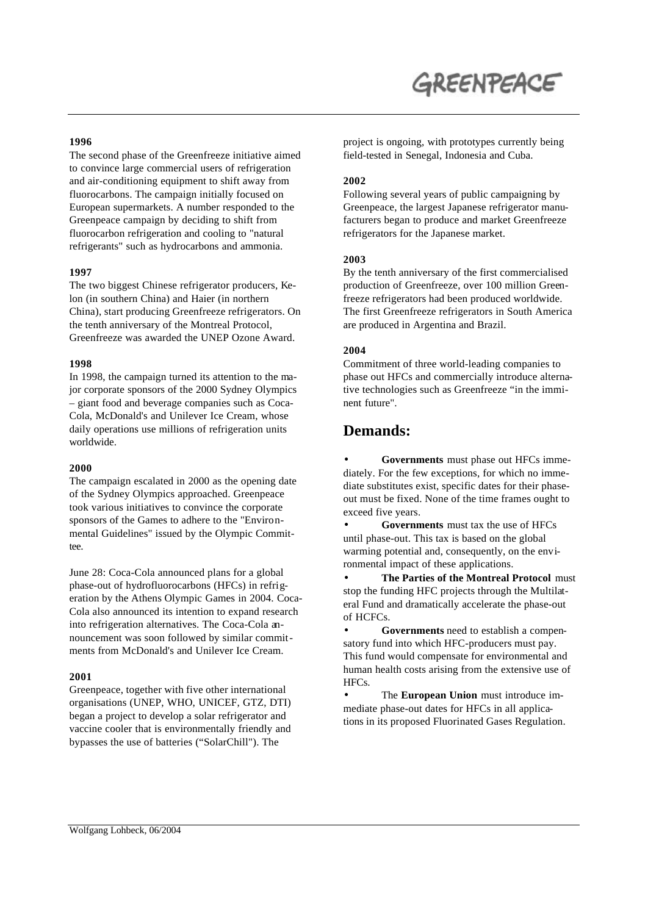**1996**

The second phase of the Greenfreeze initiative aimed to convince large commercial users of refrigeration and air-conditioning equipment to shift away from fluorocarbons. The campaign initially focused on European supermarkets. A number responded to the Greenpeace campaign by deciding to shift from fluorocarbon refrigeration and cooling to "natural refrigerants" such as hydrocarbons and ammonia.

**1997**

The two biggest Chinese refrigerator producers, Kelon (in southern China) and Haier (in northern China), start producing Greenfreeze refrigerators. On the tenth anniversary of the Montreal Protocol, Greenfreeze was awarded the UNEP Ozone Award.

**1998**

In 1998, the campaign turned its attention to the major corporate sponsors of the 2000 Sydney Olympics – giant food and beverage companies such as Coca-Cola, McDonald's and Unilever Ice Cream, whose daily operations use millions of refrigeration units worldwide.

**2000**

The campaign escalated in 2000 as the opening date of the Sydney Olympics approached. Greenpeace took various initiatives to convince the corporate sponsors of the Games to adhere to the "Environmental Guidelines" issued by the Olympic Committee.

June 28: Coca-Cola announced plans for a global phase-out of hydrofluorocarbons (HFCs) in refrigeration by the Athens Olympic Games in 2004. Coca-Cola also announced its intention to expand research into refrigeration alternatives. The Coca-Cola announcement was soon followed by similar commitments from McDonald's and Unilever Ice Cream.

**2001**

Greenpeace, together with five other international organisations (UNEP, WHO, UNICEF, GTZ, DTI) began a project to develop a solar refrigerator and vaccine cooler that is environmentally friendly and bypasses the use of batteries ("SolarChill"). The project is ongoing, with prototypes currently being field-tested in Senegal, Indonesia and Cuba.

**2002**

Following several years of public campaigning by Greenpeace, the largest Japanese refrigerator manufacturers began to produce and market Greenfreeze refrigerators for the Japanese market.

**2003**

By the tenth anniversary of the first commercialised production of Greenfreeze, over 100 million Greenfreeze refrigerators had been produced worldwide. The first Greenfreeze refrigerators in South America are produced in Argentina and Brazil.

**2004**

Commitment of three world-leading companies to phase out HFCs and commercially introduce alternative technologies such as Greenfreeze "in the imminent future".

## Demands:

- **Governments** must phase out HFCs immediately. For the few exceptions, for which no immediate substitutes exist, specific dates for their phase-out must be fixed. None of the time frames ought to exceed five years.
- **Governments** must tax the use of HFCs until phase-out. This tax is based on the global warming potential and, consequently, on the environmental impact of these applications.
- **The Parties of the Montreal Protocol** must stop the funding HFC projects through the Multilateral Fund and dramatically accelerate the phase-out of HCFCs.
- **Governments** need to establish a compensatory fund into which HFC-producers must pay. This fund would compensate for environmental and human health costs arising from the extensive use of HFCs.
- The **European Union** must introduce immediate phase-out dates for HFCs in all applications in its proposed Fluorinated Gases Regulation.

Wolfgang Lohbeck, 06/2004